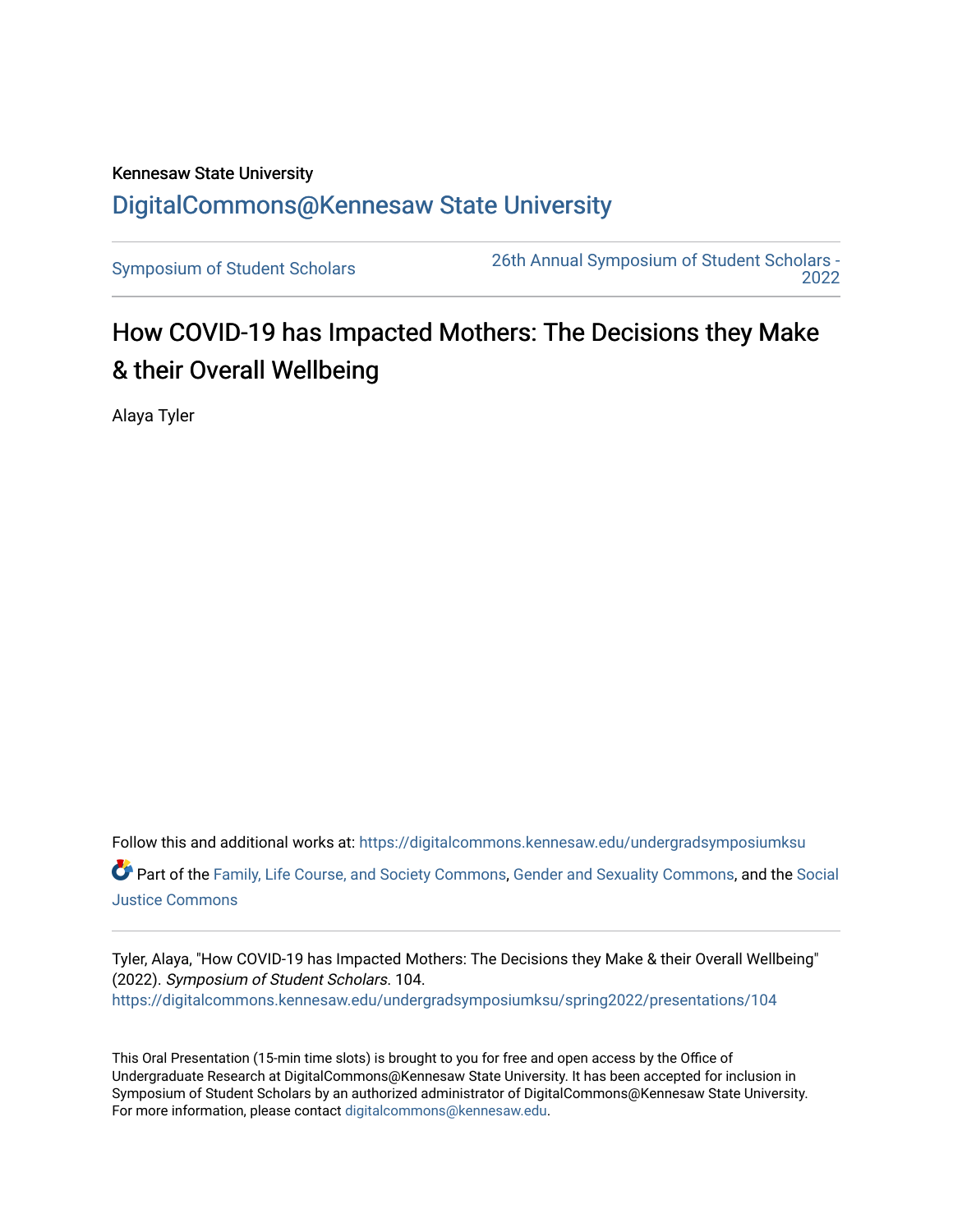Kennesaw State University

DigitalCommons@Kennesaw State University

Symposium of Student Scholars

26th Annual Symposium of Student Scholars - 2022

# How COVID-19 has Impacted Mothers: The Decisions they Make & their Overall Wellbeing

Alaya Tyler

Follow this and additional works at: https://digitalcommons.kennesaw.edu/undergradsymposiumksu

Part of the Family, Life Course, and Society Commons, Gender and Sexuality Commons, and the Social Justice Commons

Tyler, Alaya, "How COVID-19 has Impacted Mothers: The Decisions they Make & their Overall Wellbeing" (2022). *Symposium of Student Scholars*. 104.
https://digitalcommons.kennesaw.edu/undergradsymposiumksu/spring2022/presentations/104

This Oral Presentation (15-min time slots) is brought to you for free and open access by the Office of Undergraduate Research at DigitalCommons@Kennesaw State University. It has been accepted for inclusion in Symposium of Student Scholars by an authorized administrator of DigitalCommons@Kennesaw State University. For more information, please contact digitalcommons@kennesaw.edu.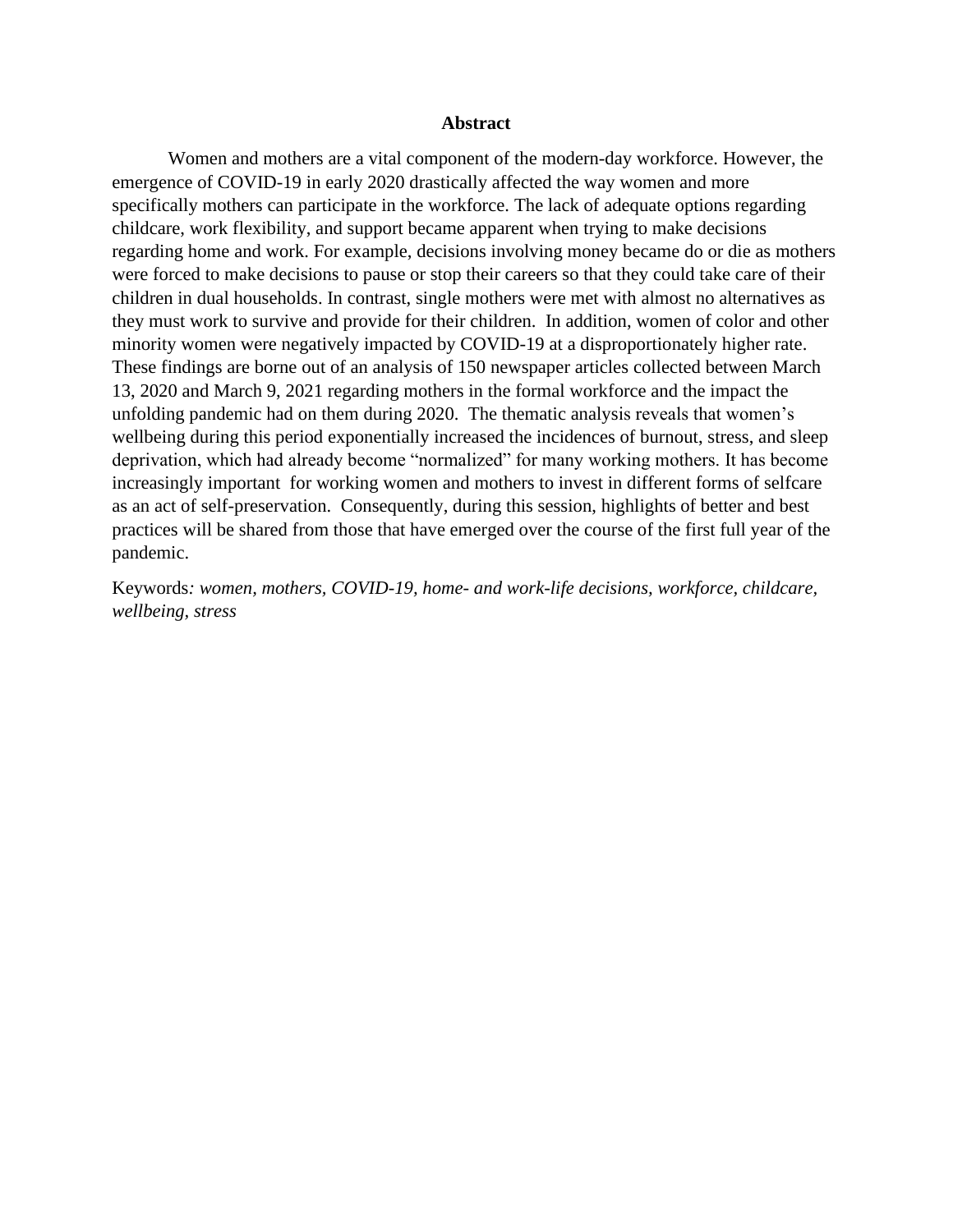# Abstract

Women and mothers are a vital component of the modern-day workforce. However, the emergence of COVID-19 in early 2020 drastically affected the way women and more specifically mothers can participate in the workforce. The lack of adequate options regarding childcare, work flexibility, and support became apparent when trying to make decisions regarding home and work. For example, decisions involving money became do or die as mothers were forced to make decisions to pause or stop their careers so that they could take care of their children in dual households. In contrast, single mothers were met with almost no alternatives as they must work to survive and provide for their children. In addition, women of color and other minority women were negatively impacted by COVID-19 at a disproportionately higher rate. These findings are borne out of an analysis of 150 newspaper articles collected between March 13, 2020 and March 9, 2021 regarding mothers in the formal workforce and the impact the unfolding pandemic had on them during 2020. The thematic analysis reveals that women's wellbeing during this period exponentially increased the incidences of burnout, stress, and sleep deprivation, which had already become "normalized" for many working mothers. It has become increasingly important for working women and mothers to invest in different forms of selfcare as an act of self-preservation. Consequently, during this session, highlights of better and best practices will be shared from those that have emerged over the course of the first full year of the pandemic.

Keywords*: women, mothers, COVID-19, home- and work-life decisions, workforce, childcare, wellbeing, stress*